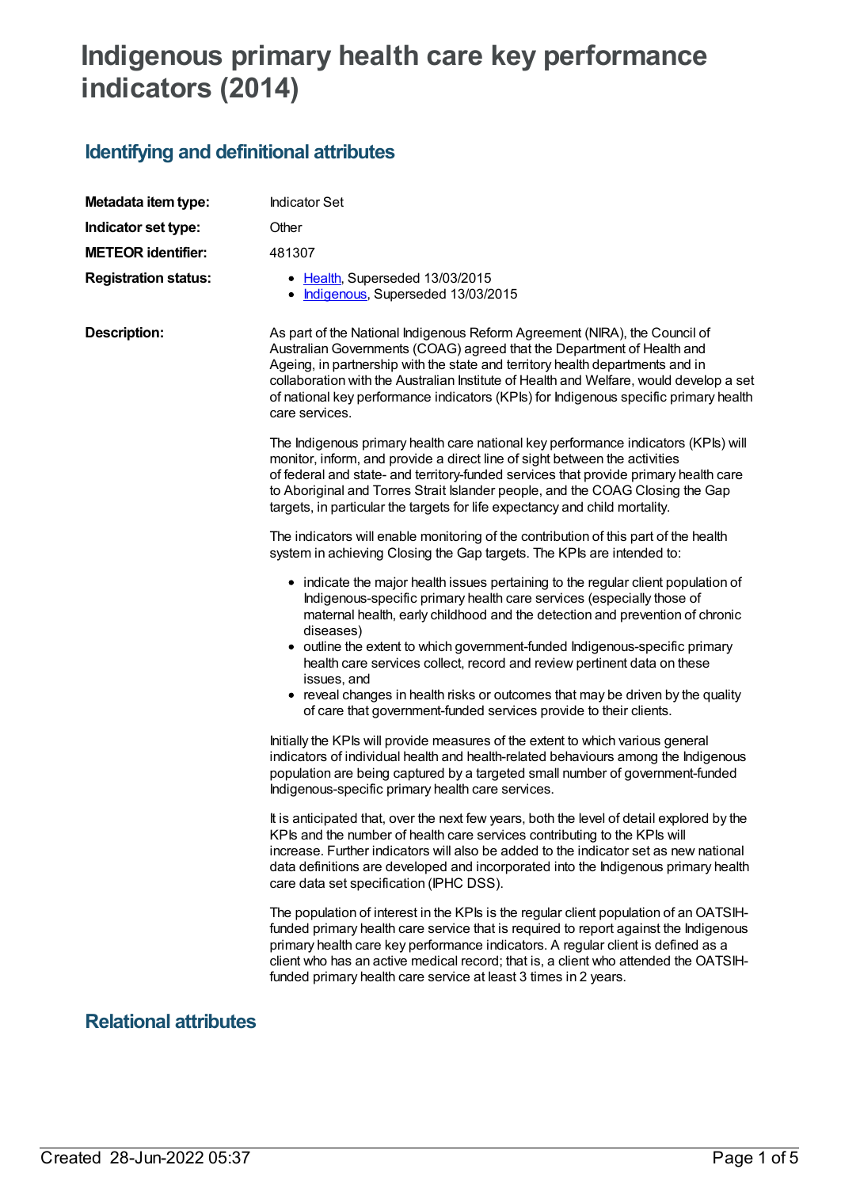# Indigenous primary health care key performance indicators (2014)

## Identifying and definitional attributes

| | |
|---|---|
| **Metadata item type:** | Indicator Set |
| **Indicator set type:** | Other |
| **METEOR identifier:** | 481307 |
| **Registration status:** | • Health, Superseded 13/03/2015<br>• Indigenous, Superseded 13/03/2015 |

**Description:**

As part of the National Indigenous Reform Agreement (NIRA), the Council of Australian Governments (COAG) agreed that the Department of Health and Ageing, in partnership with the state and territory health departments and in collaboration with the Australian Institute of Health and Welfare, would develop a set of national key performance indicators (KPIs) for Indigenous specific primary health care services.

The Indigenous primary health care national key performance indicators (KPIs) will monitor, inform, and provide a direct line of sight between the activities of federal and state- and territory-funded services that provide primary health care to Aboriginal and Torres Strait Islander people, and the COAG Closing the Gap targets, in particular the targets for life expectancy and child mortality.

The indicators will enable monitoring of the contribution of this part of the health system in achieving Closing the Gap targets. The KPIs are intended to:

- indicate the major health issues pertaining to the regular client population of Indigenous-specific primary health care services (especially those of maternal health, early childhood and the detection and prevention of chronic diseases)
- outline the extent to which government-funded Indigenous-specific primary health care services collect, record and review pertinent data on these issues, and
- reveal changes in health risks or outcomes that may be driven by the quality of care that government-funded services provide to their clients.

Initially the KPIs will provide measures of the extent to which various general indicators of individual health and health-related behaviours among the Indigenous population are being captured by a targeted small number of government-funded Indigenous-specific primary health care services.

It is anticipated that, over the next few years, both the level of detail explored by the KPIs and the number of health care services contributing to the KPIs will increase. Further indicators will also be added to the indicator set as new national data definitions are developed and incorporated into the Indigenous primary health care data set specification (IPHC DSS).

The population of interest in the KPIs is the regular client population of an OATSIH-funded primary health care service that is required to report against the Indigenous primary health care key performance indicators. A regular client is defined as a client who has an active medical record; that is, a client who attended the OATSIH-funded primary health care service at least 3 times in 2 years.

## Relational attributes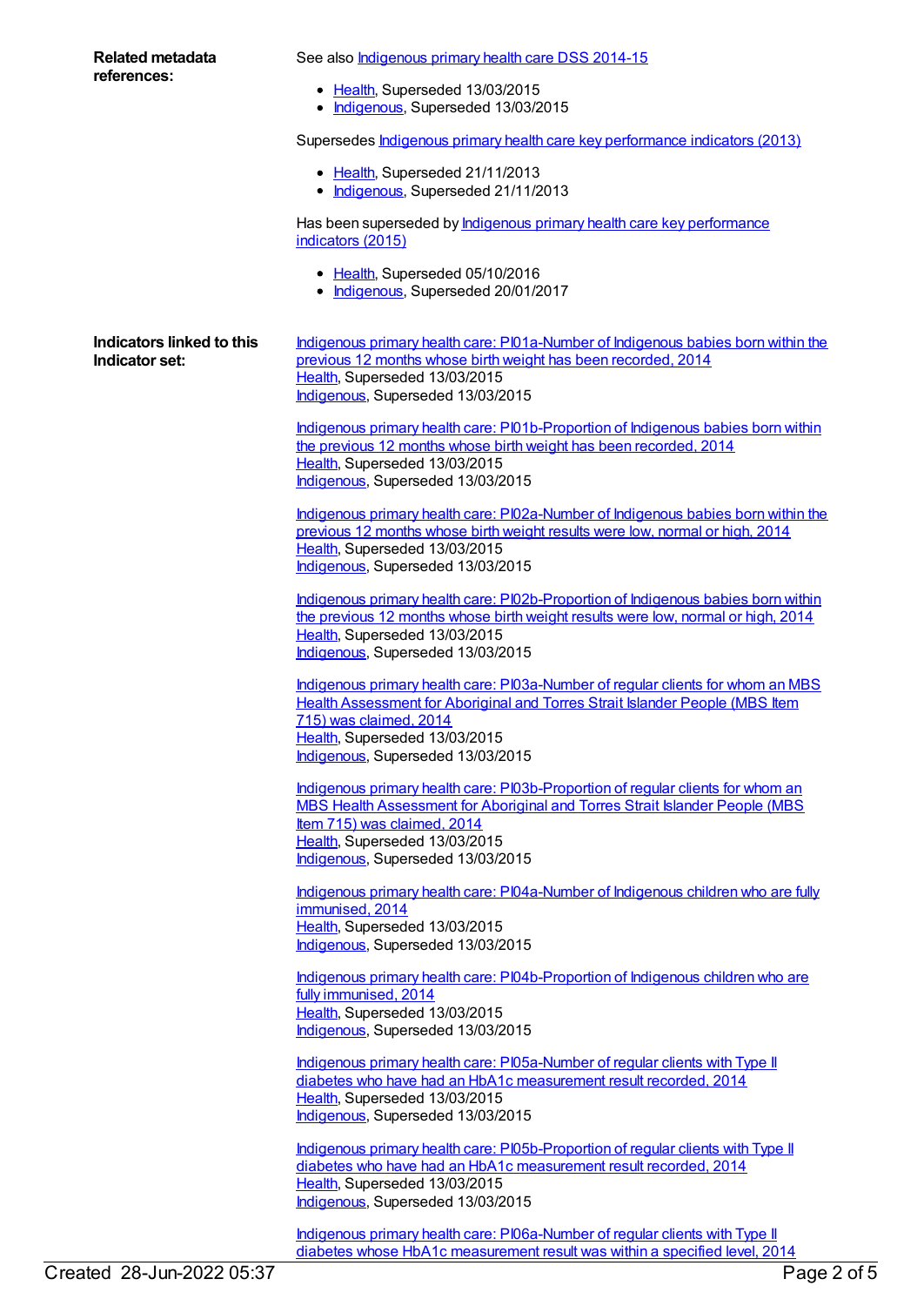**Related metadata references:**

See also Indigenous primary health care DSS 2014-15

- Health, Superseded 13/03/2015
- Indigenous, Superseded 13/03/2015

Supersedes Indigenous primary health care key performance indicators (2013)

- Health, Superseded 21/11/2013
- Indigenous, Superseded 21/11/2013

Has been superseded by Indigenous primary health care key performance indicators (2015)

- Health, Superseded 05/10/2016
- Indigenous, Superseded 20/01/2017

**Indicators linked to this Indicator set:**

Indigenous primary health care: PI01a-Number of Indigenous babies born within the previous 12 months whose birth weight has been recorded, 2014
Health, Superseded 13/03/2015
Indigenous, Superseded 13/03/2015

Indigenous primary health care: PI01b-Proportion of Indigenous babies born within the previous 12 months whose birth weight has been recorded, 2014
Health, Superseded 13/03/2015
Indigenous, Superseded 13/03/2015

Indigenous primary health care: PI02a-Number of Indigenous babies born within the previous 12 months whose birth weight results were low, normal or high, 2014
Health, Superseded 13/03/2015
Indigenous, Superseded 13/03/2015

Indigenous primary health care: PI02b-Proportion of Indigenous babies born within the previous 12 months whose birth weight results were low, normal or high, 2014
Health, Superseded 13/03/2015
Indigenous, Superseded 13/03/2015

Indigenous primary health care: PI03a-Number of regular clients for whom an MBS Health Assessment for Aboriginal and Torres Strait Islander People (MBS Item 715) was claimed, 2014
Health, Superseded 13/03/2015
Indigenous, Superseded 13/03/2015

Indigenous primary health care: PI03b-Proportion of regular clients for whom an MBS Health Assessment for Aboriginal and Torres Strait Islander People (MBS Item 715) was claimed, 2014
Health, Superseded 13/03/2015
Indigenous, Superseded 13/03/2015

Indigenous primary health care: PI04a-Number of Indigenous children who are fully immunised, 2014
Health, Superseded 13/03/2015
Indigenous, Superseded 13/03/2015

Indigenous primary health care: PI04b-Proportion of Indigenous children who are fully immunised, 2014
Health, Superseded 13/03/2015
Indigenous, Superseded 13/03/2015

Indigenous primary health care: PI05a-Number of regular clients with Type II diabetes who have had an HbA1c measurement result recorded, 2014
Health, Superseded 13/03/2015
Indigenous, Superseded 13/03/2015

Indigenous primary health care: PI05b-Proportion of regular clients with Type II diabetes who have had an HbA1c measurement result recorded, 2014
Health, Superseded 13/03/2015
Indigenous, Superseded 13/03/2015

Indigenous primary health care: PI06a-Number of regular clients with Type II diabetes whose HbA1c measurement result was within a specified level, 2014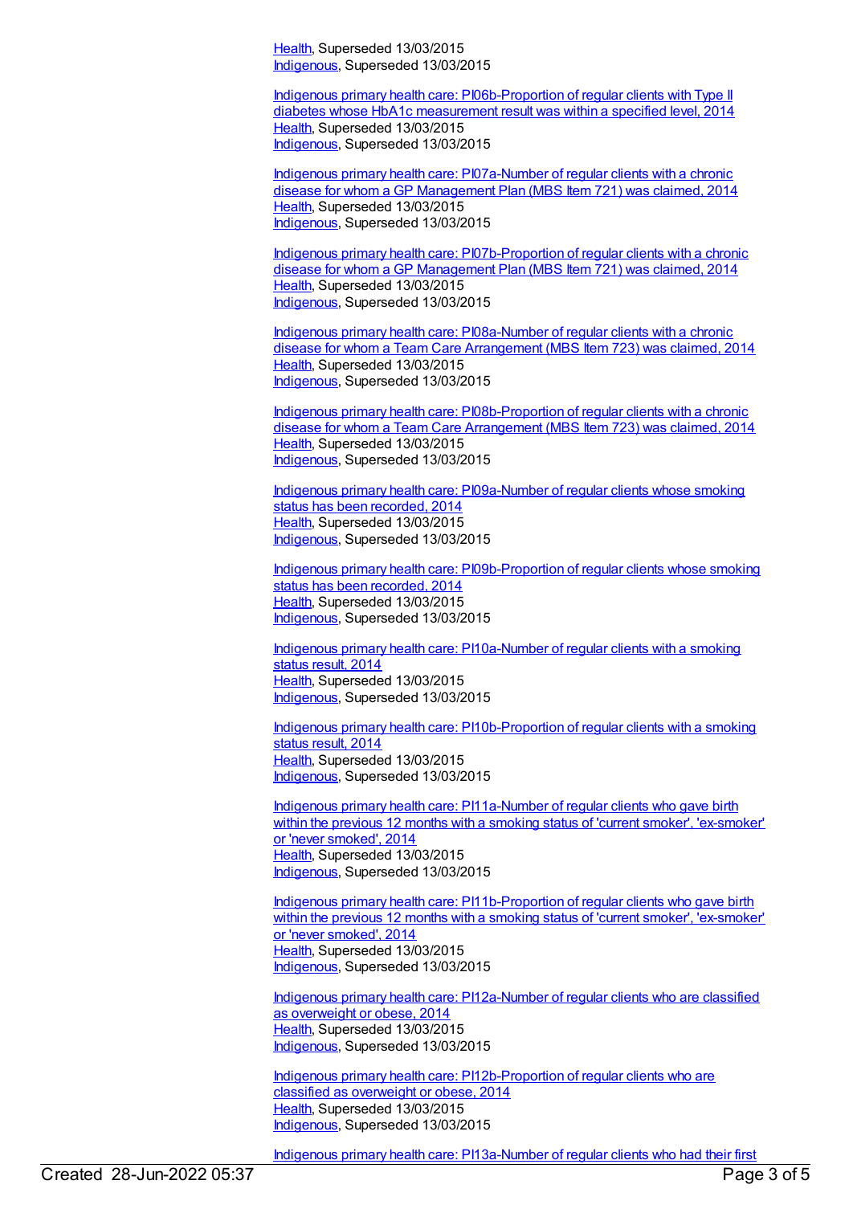Health, Superseded 13/03/2015
Indigenous, Superseded 13/03/2015

Indigenous primary health care: PI06b-Proportion of regular clients with Type II diabetes whose HbA1c measurement result was within a specified level, 2014
Health, Superseded 13/03/2015
Indigenous, Superseded 13/03/2015

Indigenous primary health care: PI07a-Number of regular clients with a chronic disease for whom a GP Management Plan (MBS Item 721) was claimed, 2014
Health, Superseded 13/03/2015
Indigenous, Superseded 13/03/2015

Indigenous primary health care: PI07b-Proportion of regular clients with a chronic disease for whom a GP Management Plan (MBS Item 721) was claimed, 2014
Health, Superseded 13/03/2015
Indigenous, Superseded 13/03/2015

Indigenous primary health care: PI08a-Number of regular clients with a chronic disease for whom a Team Care Arrangement (MBS Item 723) was claimed, 2014
Health, Superseded 13/03/2015
Indigenous, Superseded 13/03/2015

Indigenous primary health care: PI08b-Proportion of regular clients with a chronic disease for whom a Team Care Arrangement (MBS Item 723) was claimed, 2014
Health, Superseded 13/03/2015
Indigenous, Superseded 13/03/2015

Indigenous primary health care: PI09a-Number of regular clients whose smoking status has been recorded, 2014
Health, Superseded 13/03/2015
Indigenous, Superseded 13/03/2015

Indigenous primary health care: PI09b-Proportion of regular clients whose smoking status has been recorded, 2014
Health, Superseded 13/03/2015
Indigenous, Superseded 13/03/2015

Indigenous primary health care: PI10a-Number of regular clients with a smoking status result, 2014
Health, Superseded 13/03/2015
Indigenous, Superseded 13/03/2015

Indigenous primary health care: PI10b-Proportion of regular clients with a smoking status result, 2014
Health, Superseded 13/03/2015
Indigenous, Superseded 13/03/2015

Indigenous primary health care: PI11a-Number of regular clients who gave birth within the previous 12 months with a smoking status of 'current smoker', 'ex-smoker' or 'never smoked', 2014
Health, Superseded 13/03/2015
Indigenous, Superseded 13/03/2015

Indigenous primary health care: PI11b-Proportion of regular clients who gave birth within the previous 12 months with a smoking status of 'current smoker', 'ex-smoker' or 'never smoked', 2014
Health, Superseded 13/03/2015
Indigenous, Superseded 13/03/2015

Indigenous primary health care: PI12a-Number of regular clients who are classified as overweight or obese, 2014
Health, Superseded 13/03/2015
Indigenous, Superseded 13/03/2015

Indigenous primary health care: PI12b-Proportion of regular clients who are classified as overweight or obese, 2014
Health, Superseded 13/03/2015
Indigenous, Superseded 13/03/2015

Indigenous primary health care: PI13a-Number of regular clients who had their first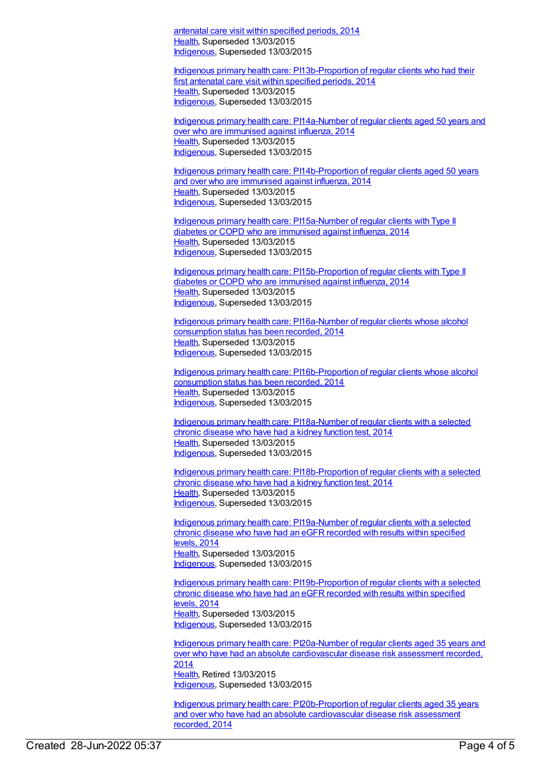antenatal care visit within specified periods, 2014
Health, Superseded 13/03/2015
Indigenous, Superseded 13/03/2015

Indigenous primary health care: PI13b-Proportion of regular clients who had their first antenatal care visit within specified periods, 2014
Health, Superseded 13/03/2015
Indigenous, Superseded 13/03/2015

Indigenous primary health care: PI14a-Number of regular clients aged 50 years and over who are immunised against influenza, 2014
Health, Superseded 13/03/2015
Indigenous, Superseded 13/03/2015

Indigenous primary health care: PI14b-Proportion of regular clients aged 50 years and over who are immunised against influenza, 2014
Health, Superseded 13/03/2015
Indigenous, Superseded 13/03/2015

Indigenous primary health care: PI15a-Number of regular clients with Type II diabetes or COPD who are immunised against influenza, 2014
Health, Superseded 13/03/2015
Indigenous, Superseded 13/03/2015

Indigenous primary health care: PI15b-Proportion of regular clients with Type II diabetes or COPD who are immunised against influenza, 2014
Health, Superseded 13/03/2015
Indigenous, Superseded 13/03/2015

Indigenous primary health care: PI16a-Number of regular clients whose alcohol consumption status has been recorded, 2014
Health, Superseded 13/03/2015
Indigenous, Superseded 13/03/2015

Indigenous primary health care: PI16b-Proportion of regular clients whose alcohol consumption status has been recorded, 2014
Health, Superseded 13/03/2015
Indigenous, Superseded 13/03/2015

Indigenous primary health care: PI18a-Number of regular clients with a selected chronic disease who have had a kidney function test, 2014
Health, Superseded 13/03/2015
Indigenous, Superseded 13/03/2015

Indigenous primary health care: PI18b-Proportion of regular clients with a selected chronic disease who have had a kidney function test, 2014
Health, Superseded 13/03/2015
Indigenous, Superseded 13/03/2015

Indigenous primary health care: PI19a-Number of regular clients with a selected chronic disease who have had an eGFR recorded with results within specified levels, 2014
Health, Superseded 13/03/2015
Indigenous, Superseded 13/03/2015

Indigenous primary health care: PI19b-Proportion of regular clients with a selected chronic disease who have had an eGFR recorded with results within specified levels, 2014
Health, Superseded 13/03/2015
Indigenous, Superseded 13/03/2015

Indigenous primary health care: PI20a-Number of regular clients aged 35 years and over who have had an absolute cardiovascular disease risk assessment recorded, 2014
Health, Retired 13/03/2015
Indigenous, Superseded 13/03/2015

Indigenous primary health care: PI20b-Proportion of regular clients aged 35 years and over who have had an absolute cardiovascular disease risk assessment recorded, 2014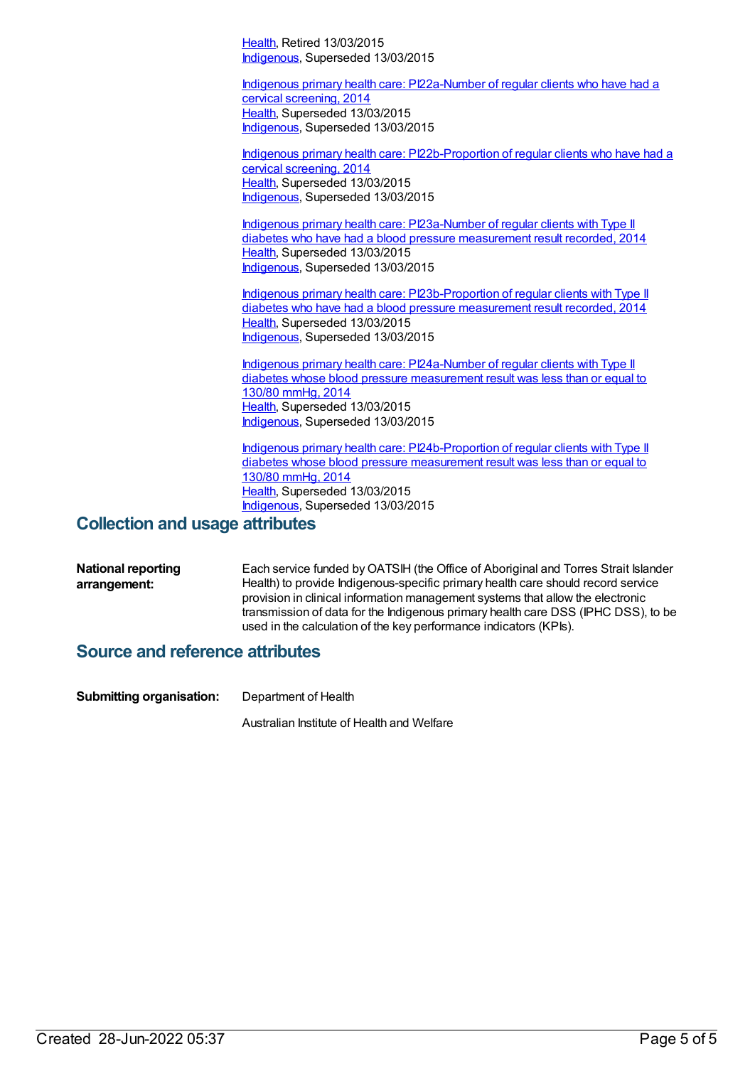Health, Retired 13/03/2015
Indigenous, Superseded 13/03/2015

Indigenous primary health care: PI22a-Number of regular clients who have had a cervical screening, 2014
Health, Superseded 13/03/2015
Indigenous, Superseded 13/03/2015

Indigenous primary health care: PI22b-Proportion of regular clients who have had a cervical screening, 2014
Health, Superseded 13/03/2015
Indigenous, Superseded 13/03/2015

Indigenous primary health care: PI23a-Number of regular clients with Type II diabetes who have had a blood pressure measurement result recorded, 2014
Health, Superseded 13/03/2015
Indigenous, Superseded 13/03/2015

Indigenous primary health care: PI23b-Proportion of regular clients with Type II diabetes who have had a blood pressure measurement result recorded, 2014
Health, Superseded 13/03/2015
Indigenous, Superseded 13/03/2015

Indigenous primary health care: PI24a-Number of regular clients with Type II diabetes whose blood pressure measurement result was less than or equal to 130/80 mmHg, 2014
Health, Superseded 13/03/2015
Indigenous, Superseded 13/03/2015

Indigenous primary health care: PI24b-Proportion of regular clients with Type II diabetes whose blood pressure measurement result was less than or equal to 130/80 mmHg, 2014
Health, Superseded 13/03/2015
Indigenous, Superseded 13/03/2015

## Collection and usage attributes

**National reporting arrangement:** Each service funded by OATSIH (the Office of Aboriginal and Torres Strait Islander Health) to provide Indigenous-specific primary health care should record service provision in clinical information management systems that allow the electronic transmission of data for the Indigenous primary health care DSS (IPHC DSS), to be used in the calculation of the key performance indicators (KPIs).

## Source and reference attributes

**Submitting organisation:** Department of Health

Australian Institute of Health and Welfare